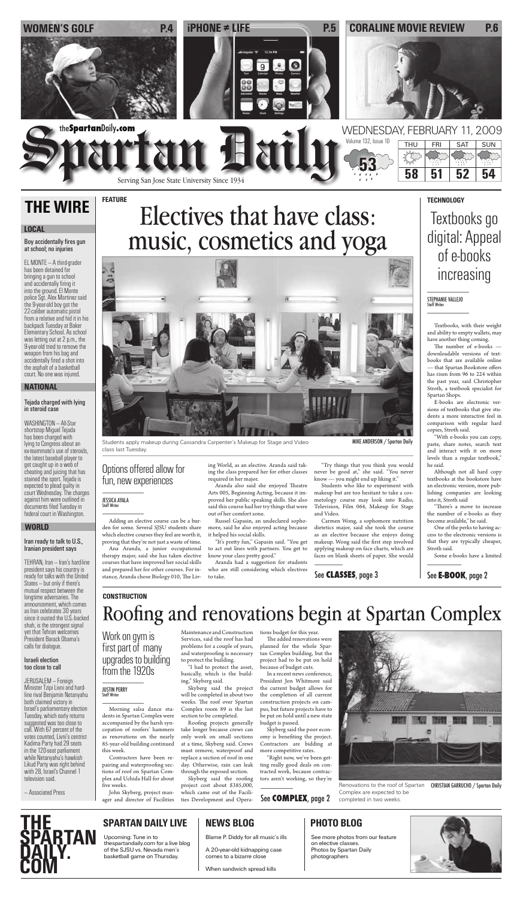WOMEN'S GOLF P.4 | iPHONE ≠ LIFE P.5 | CORALINE MOVIE REVIEW P.6

# Spartan Daily

theSpartanDaily.com

Serving San Jose State University Since 1934

WEDNESDAY, FEBRUARY 11, 2009

Volume 132, Issue 10

53

| THU | FRI | SAT | SUN |
|---|---|---|---|
| 58 | 51 | 52 | 54 |

## THE WIRE

### LOCAL

**Boy accidentally fires gun at school; no injuries**

EL MONTE — A third-grader has been detained for bringing a gun to school and accidentally firing it into the ground. El Monte police Sgt. Alex Martinez said the 9-year-old boy got the 22-caliber automatic pistol from a relative and hid it in his backpack Tuesday at Baker Elementary School. As school was letting out at 2 p.m., the 9-year-old tried to remove the weapon from his bag and accidentally fired a shot into the asphalt of a basketball court. No one was injured.

### NATIONAL

**Tejada charged with lying in steroid case**

WASHINGTON — All-Star shortstop Miguel Tejada has been charged with lying to Congress about an ex-teammate's use of steroids, the latest baseball player to get caught up in a web of cheating and juicing that has stained the sport. Tejada is expected to plead guilty in court Wednesday. The charges against him were outlined in documents filed Tuesday in federal court in Washington.

### WORLD

**Iran ready to talk to U.S., Iranian president says**

TEHRAN, Iran — Iran's hard-line president says his country is ready for talks with the United States — but only if there's mutual respect between the longtime adversaries. The announcement, which comes as Iran celebrates 30 years since it ousted the U.S.-backed shah, is the strongest signal yet that Tehran welcomes President Barack Obama's calls for dialogue.

**Israeli election too close to call**

JERUSALEM — Foreign Minister Tzipi Livni and hard-line rival Benjamin Netanyahu both claimed victory in Israel's parliamentary election Tuesday, which early returns suggested was too close to call. With 67 percent of the votes counted, Livni's centrist Kadima Party had 29 seats in the 120-seat parliament while Netanyahu's hawkish Likud Party was right behind with 28, Israel's Channel 1 television said.

— Associated Press

## FEATURE

# Electives that have class: music, cosmetics and yoga

Students apply makeup during Cassandra Carpenter's Makeup for Stage and Video class last Tuesday.

MIKE ANDERSON / Spartan Daily

### Options offered allow for fun, new experiences

JESSICA AYALA
Staff Writer

Adding an elective course can be a burden for some. Several SJSU students share which elective courses they feel are worth it, proving that they're not just a waste of time.

Ana Aranda, a junior occupational therapy major, said she has taken elective courses that have improved her social skills and prepared her for other courses. For instance, Aranda chose Biology 010, The Living World, as an elective. Aranda said taking the class prepared her for other classes required in her major.

Aranda also said she enjoyed Theatre Arts 005, Beginning Acting, because it improved her public speaking skills. She also said this course had her try things that were out of her comfort zone.

Russel Gapasin, an undeclared sophomore, said he also enjoyed acting because it helped his social skills.

"It's pretty fun," Gapasin said. "You get to act out lines with partners. You get to know your class pretty good."

Aranda had a suggestion for students who are still considering which electives to take.

"Try things that you think you would never be good at," she said. "You never know — you might end up liking it."

Students who like to experiment with makeup but are too hesitant to take a cosmetology course may look into Radio, Television, Film 064, Makeup for Stage and Video.

Carmen Wong, a sophomore nutrition dietetics major, said she took the course as an elective because she enjoys doing makeup. Wong said the first step involved applying makeup on face charts, which are faces on blank sheets of paper. She would

See **CLASSES**, page 3

## TECHNOLOGY

# Textbooks go digital: Appeal of e-books increasing

STEPHANIE VALLEJO
Staff Writer

Textbooks, with their weight and ability to empty wallets, may have another thing coming.

The number of e-books — downloadable versions of textbooks that are available online — that Spartan Bookstore offers has risen from 96 to 224 within the past year, said Christopher Stroth, a textbook specialist for Spartan Shops.

E-books are electronic versions of textbooks that give students a more interactive feel in comparison with regular hard copies, Stroth said.

"With e-books you can copy, paste, share notes, search text and interact with it on more levels than a regular textbook," he said.

Although not all hard copy textbooks at the bookstore have an electronic version, more publishing companies are looking into it, Stroth said

"There's a move to increase the number of e-books as they become available," he said.

One of the perks to having access to the electronic versions is that they are typically cheaper, Stroth said.

Some e-books have a limited

See **E-BOOK**, page 2

## CONSTRUCTION

# Roofing and renovations begin at Spartan Complex

### Work on gym is first part of many upgrades to building from the 1920s

JUSTIN PERRY
Staff Writer

Morning salsa dance students in Spartan Complex were accompanied by the harsh syncopation of roofers' hammers as renovations on the nearly 85-year-old building continued this week.

Contractors have been repairing and waterproofing sections of roof on Spartan Complex and Uchida Hall for about five weeks.

John Skyberg, project manager and director of Facilities Maintenance and Construction Services, said the roof has had problems for a couple of years, and waterproofing is necessary to protect the building.

"I had to protect the asset, basically, which is the building," Skyberg said.

Skyberg said the project will be completed in about two weeks. The roof over Spartan Complex room 89 is the last section to be completed.

Roofing projects generally take longer because crews can only work on small sections at a time, Skyberg said. Crews must remove, waterproof and replace a section of roof in one day. Otherwise, rain can leak through the exposed section.

Skyberg said the roofing project cost about $385,000, which came out of the Facilities Development and Operations budget for this year.

The added renovations were planned for the whole Spartan Complex building, but the project had to be put on hold because of budget cuts.

In a recent news conference, President Jon Whitmore said the current budget allows for the completion of all current construction projects on campus, but future projects have to be put on hold until a new state budget is passed.

Skyberg said the poor economy is benefiting the project. Contractors are bidding at more competitive rates.

"Right now, we've been getting really good deals on contracted work, because contractors aren't working, so they're

See **COMPLEX**, page 2

Renovations to the roof of Spartan Complex are expected to be completed in two weeks.

CHRISTIAN GARRUCHO / Spartan Daily

**THE SPARTAN DAILY.COM**

### SPARTAN DAILY LIVE

Upcoming: Tune in to thespartandaily.com for a live blog of the SJSU vs. Nevada men's basketball game on Thursday.

### NEWS BLOG

Blame P. Diddy for all music's ills

A 20-year-old kidnapping case comes to a bizarre close

When sandwich spread kills

### PHOTO BLOG

See more photos from our feature on elective classes. Photos by Spartan Daily photographers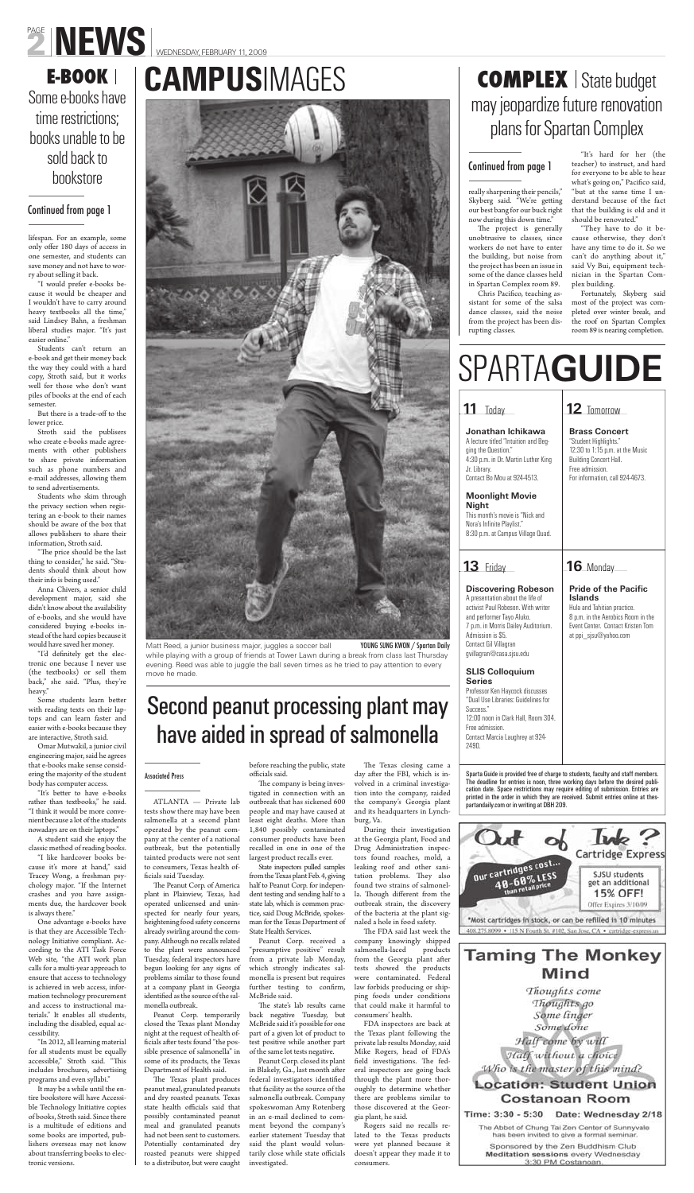# E-BOOK | Some e-books have time restrictions; books unable to be sold back to bookstore

Continued from page 1

lifespan. For an example, some only offer 180 days of access in one semester, and students can save money and not have to worry about selling it back.

"I would prefer e-books because it would be cheaper and I wouldn't have to carry around heavy textbooks all the time," said Lindsey Bahn, a freshman liberal studies major. "It's just easier online."

Students can't return an e-book and get their money back the way they could with a hard copy, Stroth said, but it works well for those who don't want piles of books at the end of each semester.

But there is a trade-off to the lower price.

Stroth said the publishers who create e-books made agreements with other publishers to share private information such as phone numbers and e-mail addresses, allowing them to send advertisements.

Students who skim through the privacy section when registering an e-book to their names should be aware of the box that allows publishers to share their information, Stroth said.

"The price should be the last thing to consider," he said. "Students should think about how their info is being used."

Anna Chivers, a senior child development major, said she didn't know about the availability of e-books, and she would have considered buying e-books instead of the hard copies because it would have saved her money.

"I'd definitely get the electronic one because I never use (the textbooks) or sell them back," she said. "Plus, they're heavy."

Some students learn better with reading texts on their laptops and can learn faster and easier with e-books because they are interactive, Stroth said.

Omar Mutwakil, a junior civil engineering major, said he agrees that e-books make sense considering the majority of the student body has computer access.

"It's better to have e-books rather than textbooks," he said. "I think it would be more convenient because a lot of the students nowadays are on their laptops."

A student said she enjoy the classic method of reading books.

"I like hardcover books because it's more at hand," said Tracey Wong, a freshman psychology major. "If the Internet crashes and you have assignments due, the hardcover book is always there."

One advantage e-books have is that they are Accessible Technology Initiative compliant. According to the ATI Task Force Web site, "the ATI work plan calls for a multi-year approach to ensure that access to technology is achieved in web access, information technology procurement and access to instructional materials." It enables all students, including the disabled, equal accessibility.

"In 2012, all learning material for all students must be equally accessible," Stroth said. "This includes brochures, advertising programs and even syllabi."

It may be a while until the entire bookstore will have Accessible Technology Initiative copies of books, Stroth said. Since there is a multitude of editions and some books are imported, publishers overseas may not know about transferring books to electronic versions.

# CAMPUSIMAGES

Matt Reed, a junior business major, juggles a soccer ball while playing with a group of friends at Tower Lawn during a break from class last Thursday evening. Reed was able to juggle the ball seven times as he tried to pay attention to every move he made. YOUNG SUNG KWON / Spartan Daily

# Second peanut processing plant may have aided in spread of salmonella

Associated Press

ATLANTA — Private lab tests show there may have been salmonella at a second plant operated by the peanut company at the center of a national outbreak, but the potentially tainted products were not sent to consumers, Texas health officials said Tuesday.

The Peanut Corp. of America plant in Plainview, Texas, had operated unlicensed and uninspected for nearly four years, heightening food safety concerns already swirling around the company. Although no recalls related to the plant were announced Tuesday, federal inspectors have begun looking for any signs of problems similar to those found at a company plant in Georgia identified as the source of the salmonella outbreak.

Peanut Corp. temporarily closed the Texas plant Monday night at the request of health officials after tests found "the possible presence of salmonella" in some of its products, the Texas Department of Health said.

The Texas plant produces peanut meal, granulated peanuts and dry roasted peanuts. Texas state health officials said that possibly contaminated peanut meal and granulated peanuts had not been sent to customers. Potentially contaminated dry roasted peanuts were shipped to a distributor, but were caught before reaching the public, state officials said.

The company is being investigated in connection with an outbreak that has sickened 600 people and may have caused at least eight deaths. More than 1,840 possibly contaminated consumer products have been recalled in one of the largest product recalls ever.

State inspectors pulled samples from the Texas plant Feb. 4, giving half to Peanut Corp. for independent testing and sending half to a state lab, which is common practice, said Doug McBride, spokesman for the Texas Department of State Health Services.

Peanut Corp. received a "presumptive positive" result from a private lab Monday, which strongly indicates salmonella is present but requires further testing to confirm, McBride said.

The state's lab results came back negative Tuesday, but McBride said it's possible for one part of a given lot of product to test positive while another part of the same lot tests negative.

Peanut Corp. closed its plant in Blakely, Ga., last month after federal investigators identified that facility as the source of the salmonella outbreak. Company spokeswoman Amy Rotenberg in an e-mail declined to comment beyond the company's earlier statement Tuesday that said the plant would voluntarily close while state officials investigated.

The Texas closing came a day after the FBI, which is involved in a criminal investigation into the company, raided the company's Georgia plant and its headquarters in Lynchburg, Va.

During their investigation at the Georgia plant, Food and Drug Administration inspectors found roaches, mold, a leaking roof and other sanitation problems. They also found two strains of salmonella. Though different from the outbreak strain, the discovery of the bacteria at the plant signaled a hole in food safety.

The FDA said last week the company knowingly shipped salmonella-laced products from the Georgia plant after tests showed the products were contaminated. Federal law forbids producing or shipping foods under conditions that could make it harmful to consumers' health.

FDA inspectors are back at the Texas plant following the private lab results Monday, said Mike Rogers, head of FDA's field investigations. The federal inspectors are going back through the plant more thoroughly to determine whether there are problems similar to those discovered at the Georgia plant, he said.

Rogers said no recalls related to the Texas products were yet planned because it doesn't appear they made it to consumers.

# COMPLEX | State budget may jeopardize future renovation plans for Spartan Complex

Continued from page 1

really sharpening their pencils," Skyberg said. "We're getting our best bang for our buck right now during this down time."

The project is generally unobtrusive to classes, since workers do not have to enter the building, but noise from the project has been an issue in some of the dance classes held in Spartan Complex room 89.

Chris Pacifico, teaching assistant for some of the salsa dance classes, said the noise from the project has been disrupting classes.

"It's hard for her (the teacher) to instruct, and hard for everyone to be able to hear what's going on," Pacifico said, "but at the same time I understand because of the fact that the building is old and it should be renovated."

"They have to do it because otherwise, they don't have any time to do it. So we can't do anything about it," said Vy Bui, equipment technician in the Spartan Complex building.

Fortunately, Skyberg said most of the project was completed over winter break, and the roof on Spartan Complex room 89 is nearing completion.

# SPARTAGUIDE

## 11 Today

**Jonathan Ichikawa**
A lecture titled "Intuition and Begging the Question."
4:30 p.m. in Dr. Martin Luther King Jr. Library.
Contact Bo Mou at 924-4513.

**Moonlight Movie Night**
This month's movie is "Nick and Nora's Infinite Playlist."
8:30 p.m. at Campus Village Quad.

## 12 Tomorrow

**Brass Concert**
"Student Highlights."
12:30 to 1:15 p.m. at the Music Building Concert Hall.
Free admission.
For information, call 924-4673.

## 13 Friday

**Discovering Robeson**
A presentation about the life of activist Paul Robeson. With writer and performer Tayo Aluko.
7 p.m. in Morris Dailey Auditorium.
Admission is $5.
Contact Gil Villagran
gvillagran@casa.sjsu.edu

**SLIS Colloquium Series**
Professor Ken Haycock discusses "Dual Use Libraries: Guidelines for Success."
12:00 noon in Clark Hall, Room 304.
Free admission.
Contact Marcia Laughrey at 924-2490.

## 16 Monday

**Pride of the Pacific Islands**
Hula and Tahitian practice.
8 p.m. in the Aerobics Room in the Event Center. Contact Kristen Tom at ppi_sjsu@yahoo.com

Sparta Guide is provided free of charge to students, faculty and staff members. The deadline for entries is noon, three working days before the desired publication date. Space restrictions may require editing of submission. Entries are printed in the order in which they are received. Submit entries online at thespartandaily.com or in writing at DBH 209.

Out of Ink? Cartridge Express
Our cartridges cost... 40-60% LESS than retail price
SJSU students get an additional 15% OFF! Offer Expires 3/10/09
*Most cartridges in stock, or can be refilled in 10 minutes
408.275.8099 • 115 N Fourth St. #102, San Jose, CA • cartridge-express.us

**Taming The Monkey Mind**

Thoughts come
Thoughts go
Some linger
Some done
Half come by will
Half without a choice
Who is the master of this mind?

**Location: Student Union Costanoan Room**
Time: 3:30 - 5:30 Date: Wednesday 2/18

The Abbot of Chung Tai Zen Center of Sunnyvale has been invited to give a formal seminar.

Sponsored by the Zen Buddhism Club
Meditation sessions every Wednesday 3:30 PM Costanoan.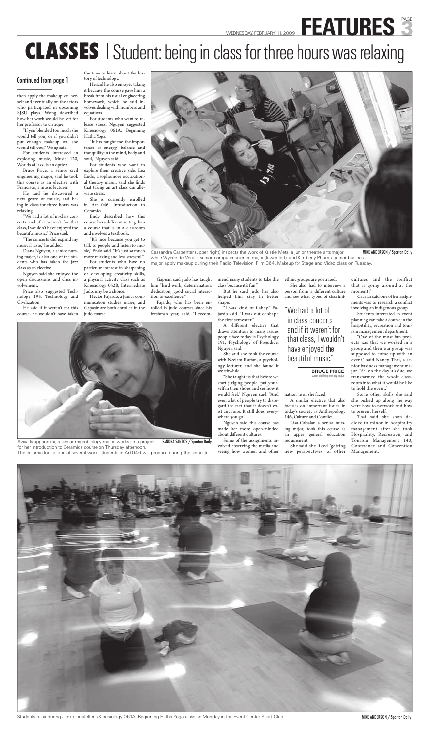# CLASSES | Student: being in class for three hours was relaxing

## Continued from page 1

then apply the makeup on herself and eventually on the actors who participated in upcoming SJSU plays. Wong described how her work would be left for her professor to critique.

"If you blended too much she would tell you, or if you didn't put enough makeup on, she would tell you," Wong said.

For students interested in exploring music, Music 120, Worlds of Jazz, is an option.

Bruce Price, a senior civil engineering major, said he took this course as an elective with Francisco, a music lecturer.

He said he discovered a new genre of music, and being in class for three hours was relaxing.

"We had a lot of in-class concerts and if it weren't for that class, I wouldn't have enjoyed the beautiful music," Price said.

"The concerts did expand my musical taste," he added.

Diana Nguyen, a senior nursing major, is also one of the students who has taken the jazz class as an elective.

Nguyen said she enjoyed the open discussions and class involvement.

Price also suggested Technology 198, Technology and Civilization.

He said if it weren't for this course, he wouldn't have taken the time to learn about the history of technology.

He said he also enjoyed taking it because the course gave him a break from his usual engineering homework, which he said involves dealing with numbers and equations.

For students who want to release stress, Nguyen suggested Kinesiology 061A, Beginning Hatha Yoga.

"It has taught me the importance of energy, balance and tranquility in the mind, body and soul," Nguyen said.

For students who want to explore their creative side, Lea Endo, a sophomore occupational therapy major, said she finds that taking an art class can alleviate stress.

She is currently enrolled in Art 046, Introduction to Ceramics.

Endo described how this course has a different setting than a course that is in a classroom and involves a textbook.

"It's nice because you get to talk to people and listen to music," Endo said. "It's just so much more relaxing and less stressful."

For students who have no particular interest in sharpening or developing creativity skills, a physical activity class such as Kinesiology 052B, Intermediate Judo, may be a choice.

Hector Fajardo, a junior communication studies major, and Gapasin are both enrolled in the judo course.

Cassandra Carpenter (upper right) inspects the work of Kristie Metz, a junior theatre arts major, while Wycee de Vera, a senior computer science major (lower left), and Kimberly Pham, a junior business major, apply makeup during their Radio, Television, Film 064, Makeup for Stage and Video class on Tuesday.
MIKE ANDERSON / Spartan Daily

Gapasin said judo has taught him "hard work, determination, dedication, good social interaction to excellence."

Fajardo, who has been enrolled in judo courses since his freshman year, said, "I recommend many students to take the class because it's fun."

But he said judo has also helped him stay in better shape.

"I was kind of flabby," Fajardo said. "I was out of shape the first semester."

A different elective that draws attention to many issues people face today is Psychology 191, Psychology of Prejudice, Nguyen said.

She said she took the course with Neelam Rattan, a psychology lecturer, and she found it worthwhile.

"She taught us that before we start judging people, put yourself in their shoes and see how it would feel," Nguyen said. "And even a lot of people try to disregard the fact that it doesn't exist anymore. It still does, everywhere you go."

Nguyen said this course has made her more open-minded about different cultures.

Some of the assignments involved observing the media and seeing how women and other ethnic groups are portrayed.

She also had to interview a person from a different culture and see what types of discrimination he or she faced.

> "We had a lot of in-class concerts and if it weren't for that class, I wouldn't have enjoyed the beautiful music."
>
> **BRUCE PRICE**
> senior civil engineering major

A similar elective that also focuses on important issues in today's society is Anthropology 146, Culture and Conflict.

Lisa Cabalar, a senior nursing major, took this course as an upper general education requirement.

She said she liked "getting new perspectives of other cultures and the conflict that is going around at the moment."

Cabalar said one of her assignments was to research a conflict involving an indigenous group.

Students interested in event planning can take a course in the hospitality, recreation and tourism management department.

"One of the most fun projects was that we worked in a group and then our group was supposed to come up with an event," said Nancy Thai, a senior business management major. "So, on the day it's due, we transformed the whole classroom into what it would be like to hold the event."

Some other skills she said she picked up along the way were how to network and how to present herself.

Thai said she soon decided to minor in hospitality management after she took Hospitality, Recreation, and Tourism Management 140, Conference and Convention Management.

Aviva Mapgaonkar, a senior microbiology major, works on a project for her Introduction to Ceramics course on Thursday afternoon. The ceramic foot is one of several works students in Art 046 will produce during the semester.
SANDRA SANTOS / Spartan Daily

Students relax during Junko Linafelter's Kinesiology 061A, Beginning Hatha Yoga class on Monday in the Event Center Sport Club.
MIKE ANDERSON / Spartan Daily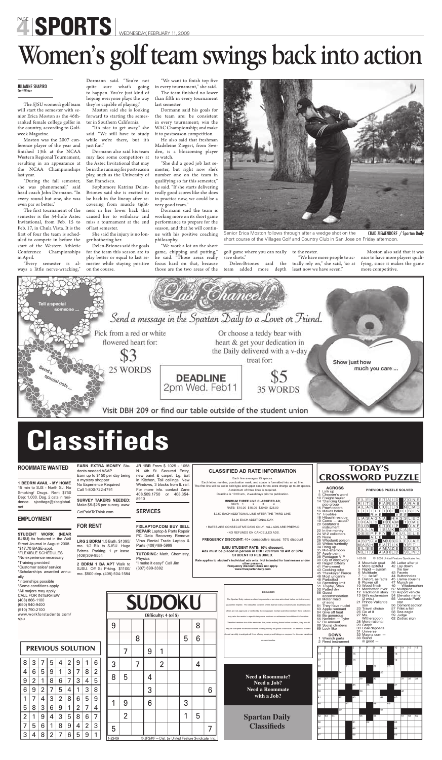# SPORTS

WEDNESDAY, FEBRUARY 11, 2009

# Women's golf team swings back into action

**JULIANNE SHAPIRO**
Staff Writer

The SJSU women's golf team will start the semester with senior Erica Moston as the 46th-ranked female college golfer in the country, according to Golfweek Magazine.

Moston was the 2007 conference player of the year and finished 13th at the NCAA Western Regional Tournament, resulting in an appearance at the NCAA Championships last year.

"During the fall semester, she was phenomenal," said head coach John Dormann. "In every round but one, she was even par or better."

The first tournament of the semester is the 54-hole Aztec Invitational, from Feb. 15 to Feb. 17, in Chula Vista. It is the first of four the team is scheduled to compete in before the start of the Western Athletic Conference Championships in April.

"Every semester is always a little nerve-wracking," Dormann said. "You're not quite sure what's going to happen. You're just kind of hoping everyone plays the way they're capable of playing."

Moston said she is looking forward to starting the semester in Southern California.

"It's nice to get away," she said. "We still have to study while we're there, but it's just fun."

Dormann also said his team may face some competitors at the Aztec Invitational that may be in the running for postseason play, such as the University of San Francisco.

Sophomore Katrina Delen-Briones said she is excited to be back in the lineup after recovering from muscle tightness in her lower back that caused her to withdraw and miss a tournament at the end of last semester.

She said the injury is no longer bothering her.

Delen-Briones said the goals for the team this season are to play better or equal to last semester while staying positive on the course.

"We want to finish top five in every tournament," she said.

The team finished no lower than fifth in every tournament last semester.

Dormann said his goals for the team are: be consistent in every tournament; win the WAC Championship; and make it to postseason competition.

He also said that freshman Madeleine Ziegert, from Sweden, is a blossoming player to watch.

"She did a good job last semester, but right now she's number one on the team in qualifying so far this semester," he said. "If she starts delivering really good scores like she does in practice now, we could be a very good team."

Dormann said the team is working more on its short game performance to prepare for the season, and that he will continue with his positive coaching philosophy.

"We work a lot on the short game, chipping and putting," he said. "Those areas really focus hard on that, because those are the two areas of the golf game where you can really save shots."

Delen-Briones said the team added more depth to the roster.

"We have more people to actually rely on," she said, "so at least now we have seven."

Moston also said that it was nice to have more players qualifying, since it makes the game more competitive.

Senior Erica Moston follows through after a wedge shot on the short course of the Villages Golf and Country Club in San Jose on Friday afternoon. CHAD ZIEMENDORF / Spartan Daily

---

**Last Chance!**

Send a message in the Spartan Daily to a Lover or Friend.

Pick from a red or white flowered heart for: $3 — 25 WORDS

Or choose a teddy bear with heart & get your dedication in the Daily delivered with a v-day treat for: $5 — 35 WORDS

DEADLINE 2pm Wed. Feb11

Tell a special someone ... Send a special note ... Show just how much you care ...

Visit DBH 209 or find our table outside of the student union

# Classifieds

## ROOMMATE WANTED

**1 BEDRM AVAIL - MY HOME** 15 min to SJS - North SJ. No Smoking/ Drugs. Rent $750 Dep: 1,000. Dog, 2 cats in residence. sjcottage@sbcglobal.net

## EMPLOYMENT

**STUDENT WORK (NEAR SJSU)** As featured in the Wall Street Journal in August 2008.
*$17.70 BASE-appt.
*FLEXIBLE SCHEDULES
*No experience necessary
*Training provided
*Customer sales/ service
*Scholarships awarded annually
*Internships possible
*Some conditions apply
*All majors may apply
CALL FOR INTERVIEW
(408) 866-1100
(650) 940-9400
(510) 790-2100
www.workforstudents.com/sjsu

**EARN EXTRA MONEY** Students needed ASAP
Earn up to $150 per day being a mystery shopper
No Experience Required
Call 1-800-722-4791

**SURVEY TAKERS NEEDED:** Make $5-$25 per survey. www.GetPaidToThink.com

## FOR RENT

**LRG 2 BDRM** 1.5 Bath. $1395/ mo. 1/2 Blk to SJSU. Huge Bdrms. Parking. 1 yr lease. (408)309-9554

**2 BDRM 1 BA APT** Walk to SJSU. Off St Prking. $1100/ mo. $500 dep. (408) 504-1584

**JR 1BR** From $ 1025 - 1058 N. 4th St. Secured Entry, new paint & carpet, Lg. Eat in Kitchen, Tall ceilings, New Windows, 3 blocks from lt. rail. For more info. contact Zane 408.509.1750 or 408.354-8910

## SERVICES

**FIXLAPTOP.COM BUY SELL REPAIR** Laptop & Parts Repair PC Data Recovery Remove Virus Rental Trade Laptop & Parts (408)469-5999

**TUTORING:** Math, Chemistry, Physics
"I make it easy!" Call Jim (307) 699-3392

## CLASSIFIED AD RATE INFORMATION

Each line averages 25 spaces.
Each letter, number, punctuation mark, and space is formatted into an ad line.
The first line will be set in bold type and upper case for no extra charge up to 20 spaces.
A minimum of three lines is required.
Deadline is 10:00 am , 2-weekdays prior to publication.

**MINIMUM THREE LINE CLASSIFIED AD:**

| DAYS: | 1 | 2 | 3 | 4 |
|---|---|---|---|---|
| RATE: | $10.00 | $15.00 | $20.00 | $25.00 |

$2.50 EACH ADDITIONAL LINE AFTER THE THIRD LINE.

$3.00 EACH ADDITIONAL DAY.

• RATES ARE CONSECUTIVE DAYS ONLY. •ALL ADS ARE PREPAID.
• NO REFUNDS ON CANCELLED ADS.

**FREQUENCY DISCOUNT:** 40+ consecutive issues: 10% discount

**SJSU STUDENT RATE: 10% discount. Ads must be placed in person in DBH 209 from 10 AM or 3PM. STUDENT ID REQUIRED.**

Rate applies to student's individual ads only. Not intended for businesses and/or other persons. Frequency discount does not apply. www.thespartandaily.com

**DISCLAIMER**

The Spartan Daily makes no claim for products or services advertised below nor is there any guarantee implied. The classified columns of the Spartan Daily consist of paid advertising and offers are not approved or verified by the newspaper. Certain advertisements in these columns may refer the reader to specific telephone numbers or addresses for additional information. Classified readers should be reminded that, when making these further contacts, they should require complete information before sending money for goods or services. In addition, readers should carefully investigate all firms offering employment listings or coupons for discount vacations or merchandise.

**Need a Roommate? Need a Job? Need a Roommate with a Job?**

**Spartan Daily Classifieds**

## SUDOKU

Difficulty: 4 (of 5)

| | | | | | | | | |
|---|---|---|---|---|---|---|---|---|
| 9 | | | | | | | 8 | |
| | | 8 | | | | 5 | 6 | |
| | 7 | | 9 | 1 | | | | |
| 3 | | 7 | | 2 | | | 4 | |
| 8 | 5 | | 4 | | | | | |
| | | | 3 | | | | | 6 |
| 1 | 9 | | 6 | | | 3 | | |
| | 2 | | | | | 1 | 5 | |
| 5 | | | | | | | | 7 |

1-22-09 © JFS/KF – Dist. by United Feature Syndicate, Inc.

## PREVIOUS SOLUTION

| | | | | | | | | |
|---|---|---|---|---|---|---|---|---|
| 8 | 3 | 7 | 5 | 4 | 2 | 9 | 1 | 6 |
| 4 | 6 | 5 | 9 | 1 | 3 | 7 | 8 | 2 |
| 9 | 2 | 1 | 8 | 6 | 7 | 3 | 4 | 5 |
| 6 | 9 | 2 | 7 | 5 | 4 | 1 | 3 | 8 |
| 1 | 7 | 4 | 3 | 2 | 8 | 6 | 5 | 9 |
| 5 | 8 | 3 | 6 | 9 | 1 | 2 | 7 | 4 |
| 2 | 1 | 9 | 4 | 3 | 5 | 8 | 6 | 7 |
| 7 | 5 | 6 | 1 | 8 | 9 | 4 | 2 | 3 |
| 3 | 4 | 8 | 2 | 7 | 6 | 5 | 9 | 1 |

## TODAY'S CROSSWORD PUZZLE

**ACROSS**
1 Link up
5 Chooser's word
10 Freight hauler
14 "Dancing Queen" pop group
15 Pawn takers
16 Makes bales
17 Troubles
18 Hibachi residue
19 Como — usted?
20 Seafarer's instrument
22 In the money
24 W-2 collectors
25 None
26 Whodunit poison
30 Writes hurriedly
34 Bring up
35 Mid-afternoon
37 Apply paint
38 Pentagon VIP
39 Cry of discovery
40 Regret bitterly
41 Pre-owned
43 Cooking odor
45 "Hawkeye" Pierce
46 Most uncanny
48 Parboiled
50 Spending limit
51 Trophy, often
52 Patted dry
56 Guest accommodation
60 Meter maid
— of song
61 They have nuclei
63 Apple remnant
64 Give off heat
65 Be generous
66 Novelist — Tyler
67 Fix an amount
68 Social climbers
69 Look like

**DOWN**
1 Wrench parts
2 Reed instrument
3 Mountain goat
4 More spiteful
5 Rapid — system
6 Multitude
7 "— -la-la!"
8 Distort, as facts
9 Flower oil
10 Wood finish
11 Manhattan river
12 Traditional story
13 Brit's exclamation (2 wds.)
21 Prince Valiant's son
23 Travel choice
26 Go at it
27 Ms. Witherspoon
28 More rational
29 Graph
30 Coal deposits
31 Universe
32 Magna cum —
33 Stand in good —
36 Letter after pi
42 Lay down the law
43 Facets
44 Buttonholes
45 Llama cousins
47 Munch on
49 — Wiedersehen
52 Multiplied
53 Airport vehicle
54 Elevator name
55 "Jurassic Park" star
56 Cement section
57 Fillet a fish
58 Sea eagle
59 Judge
62 Zodiac sign

**PREVIOUS PUZZLE SOLVED**

ELEC STAID ZONE
RITE PARSE ARAS
ALAN LULLS NEMO
LITTLE TOE RISEN
RAE VEE
LASAGNA HASSLED
URALS ROAM TOME
RUB STRIP OAF
ELLA ISAAK CASIO
DEEP FRY UKULELE
ALE LLL
ASPCA MUSCLECAR
MASH BATIK YETI
ELSE AMAZE EDEN
NETS AAHED SEND

1-22-09 © 2009 United Feature Syndicate, Inc.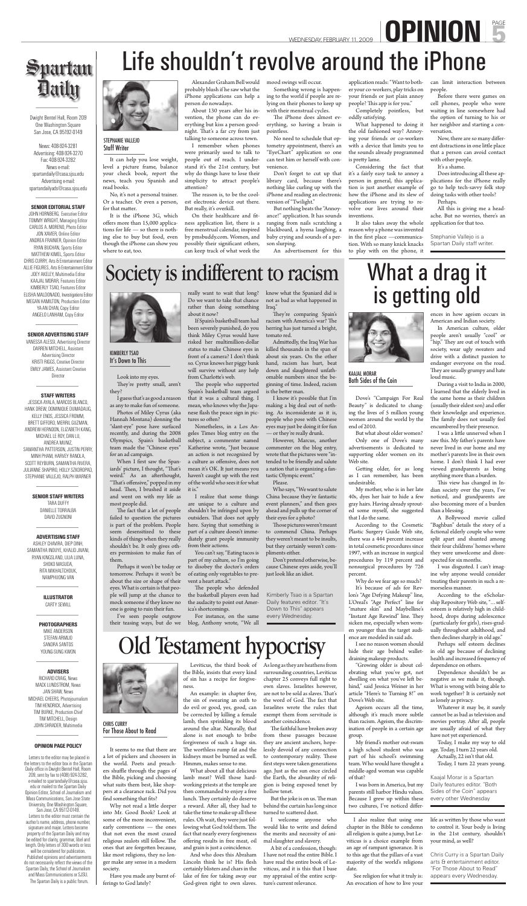# Life shouldn't revolve around the iPhone

STEPHANIE VALLEJO
Staff Writer

It can help you lose weight, level a picture frame, balance your check book, report the news, teach you Spanish and read books.

No, it's not a personal trainer. Or a teacher. Or even a person, for that matter.

It is the iPhone 3G, which offers more than 15,000 applications for life — so there is nothing else to buy but food, even though the iPhone can show you where to eat, too.

Alexander Graham Bell would probably blush if he saw what the iPhone applications can help a person do nowadays.

About 130 years after his invention, the phone can do everything but kiss a person goodnight. That's a far cry from just talking to someone across town.

I remember when phones were primarily used to talk to people out of reach. I understand it's the 21st century, but why do things have to lose their simplicity to attract people's attention?

The reason is, to be the coolest electronic device out there. But really, it's overkill.

On their healthcare and fitness application list, there is a free menstrual calendar, inspired by pmsbuddy.com. Women, and possibly their significant others, can keep track of what week the mood swings will occur.

Something wrong is happening to the world if people are relying on their phones to keep up with their menstrual cycles.

The iPhone does almost everything, so having a brain is pointless.

No need to schedule that optometry appointment, there's an "EyeChart" application so one can test him or herself with convenience.

Don't forget to cut up that library card, because there's nothing like curling up with the iPhone and reading an electronic version of "Twilight."

But nothing beats the "Annoyance!" application. It has sounds ranging from nails scratching a blackboard, a hyena laughing, a baby crying and sounds of a person slurping.

An advertisement for this application reads: "Want to bother your co-workers, play tricks on your friends or just plain annoy people? This app is for you."

Completely pointless, but oddly satisfying.

What happened to doing it the old fashioned way? Annoying your friends or co-workers with a device that limits you to the sounds already programmed is pretty lame.

Considering the fact that it's a fairly easy task to annoy a person in general, this application is just another example of how the iPhone and its slew of applications are trying to revolve our lives around their inventions.

It also takes away the whole reason why a phone was invented in the first place —communication. With so many knick knacks to play with on the phone, it can limit interaction between people.

Before there were games on cell phones, people who were waiting in line somewhere had the option of turning to his or her neighbor and starting a conversation.

Now, there are so many different distractions in one little place that a person can avoid contact with other people.

It's a shame.

Does introducing all these applications for the iPhone really go to help tech-savvy folk stop doing tasks with other tools?

Perhaps.

All this is giving me a headache. But no worries, there's an application for that too.

*Stephanie Vallejo is a Spartan Daily staff writer.*

---

**Spartan Daily**

Dwight Bentel Hall, Room 209
One Washington Square
San Jose, CA 95192-0149

News: 408-924-3281
Advertising: 408-924-3270
Fax: 408-924-3282
News e-mail: spartandaily@casa.sjsu.edu
Advertising e-mail: spartandailyads@casa.sjsu.edu

**SENIOR EDITORIAL STAFF**

JOHN HORNBERG, Executive Editor
TOMMY WRIGHT, Managing Editor
CARLOS A. MORENO, Photo Editor
JON XAVIER, Online Editor
ANDREA FRAINIER, Opinion Editor
RYAN BUCHAN, Sports Editor
MATTHEW KIMEL, Sports Editor
CHRIS CURRY, Arts & Entertainment Editor
ALLIE FIGURES, Arts & Entertainment Editor
JOEY AKELEY, Multimedia Editor
KAAJAL MORAR, Features Editor
KIMBERLY TSAO, Features Editor
ELISHA MALDONADO, Investigations Editor
MEGAN HAMILTON, Production Editor
YA-AN CHAN, Copy Editor
ANGELO LANHAM, Copy Editor

**SENIOR ADVERTISING STAFF**

VANESSA ALESSI, Advertising Director
DARREN MITCHELL, Assistant Advertising Director
KRISTI RIGGS, Creative Director
EMILY JAMES, Assistant Creative Director

**STAFF WRITERS**

JESSICA AYALA, MARCOS BLANCO, HANK DREW, DOMINIQUE DUMADAUG, KELLY ENOS, JESSICA FROMM, BRETT GIFFORD, MERRIL GUZMAN, ANDREW HERNDON, ELIZABETH KANG, MICHAEL LE ROY, DAN LU, ANDREA MUNIZ, SAMANTHA PATTERSON, JUSTIN PERRY, MINH PHAM, HARVEY RANOLA, SCOTT REYBURN, SAMANTHA RIVERA, JULIANNE SHAPIRO, HOLLY SZKOROPAD, STEPHANIE VALLEJO, RALPH WARNER

**SENIOR STAFF WRITERS**

TARA DUFFY
DANIELLE TORRALBA
DAVID ZUGNONI

**ADVERTISING STAFF**

ASHLEY CHAVIRA, DIEP DINH, SAMANTHA INOUYE, KHALID JIVANI, RYAN KINGSLAND, LILIA LUNA, SHOKO MASUDA, RITA MIKHALTCHOUK, NAMPHUONG VAN

**ILLUSTRATOR**

CARTY SEWILL

**PHOTOGRAPHERS**

MIKE ANDERSON
STEFAN ARMIJO
SANDRA SANTOS
YOUNG-SUNG KWON

**ADVISERS**

RICHARD CRAIG, News
MACK LUNDSTROM, News
JAN SHAW, News
MICHAEL CHEERS, Photojournalism
TIM HENDRICK, Advertising
TIM BURKE, Production Chief
TIM MITCHELL, Design
JOHN SHRADER, Multimedia

**OPINION PAGE POLICY**

Letters to the editor may be placed in the letters to the editor box in the Spartan Daily office in Dwight Bentel Hall, Room 209, sent by fax to (408) 924-3282, e-mailed to spartandaily@casa.sjsu.edu or mailed to the Spartan Daily Opinion Editor, School of Journalism and Mass Communications, San Jose State University, One Washington Square, San Jose, CA 95192-0149.

Letters to the editor must contain the author's name, address, phone number, signature and major. Letters become property of the Spartan Daily and may be edited for clarity, grammar, libel and length. Only letters of 300 words or less will be considered for publication.

Published opinions and advertisements do not necessarily reflect the views of the Spartan Daily, the School of Journalism and Mass Communications or SJSU. The Spartan Daily is a public forum.

---

# Society is indifferent to racism

KIMBERLY TSAO
It's Down to This

Look into my eyes.

They're pretty small, aren't they?

I guess that's as good a reason as any to make fun of someone.

Photos of Miley Cyrus (aka Hannah Montana) donning the "slant-eye" pose have surfaced recently, and during the 2008 Olympics, Spain's basketball team made the "Chinese eyes" for an ad campaign.

When I first saw the Spaniards' picture, I thought, "That's weird." As an afterthought, "That's offensive," popped in my head. Then, I brushed it aside and went on with my life as most people did.

The fact that a lot of people failed to question the pictures is part of the problem. People seem desensitized to these kinds of things when they really shouldn't be. It only gives others permission to make fun of them.

Perhaps it won't be today or tomorrow. Perhaps it won't be about the size or shape of their eyes. What is certain is that people will jump at the chance to mock someone if they know no one is going to ruin their fun.

I've seen people outgrow their teasing ways, but do we really want to wait that long? Do we want to take that chance rather than doing something about it now?

If Spain's basketball team had been severely punished, do you think Miley Cyrus would have risked her multimillion-dollar status to make Chinese eyes in front of a camera? I don't think so. Cyrus knows her piggy bank will survive without any help from Charlotte's web.

The people who supported Spain's basketball team argued that it was a cultural thing. I mean, who knows why the Japanese flash the peace sign in pictures so often?

Nonetheless, in a Los Angeles Times blog entry on the subject, a commenter named Katherine wrote, "Just because an action is not recognized by a culture as offensive, does not mean it's OK. It just means you haven't caught up with the rest of the world who sees it for what it is."

I realize that some things are unique to a culture and shouldn't be infringed upon by outsiders. That does not apply here. Saying that something is part of a culture doesn't immediately grant people immunity from their actions.

You can't say, "Eating tacos is part of my culture, so I'm going to disobey the doctor's orders of eating only vegetables to prevent a heart attack."

The people who defended the basketball players even had the audacity to point out America's shortcomings.

For instance, on the same blog, Anthony wrote, "We all know what the Spaniard did is not as bad as what happened in Iraq."

They're comparing Spain's racism with America's war? The herring has just turned a bright, tomato red.

Admittedly, the Iraq War has killed thousands in the span of about six years. On the other hand, racism has hurt, beat down and slaughtered unfathomable numbers since the beginning of time. Indeed, racism is the better man.

I know it's possible that I'm making a big deal out of nothing. As inconsiderate as it is, people who pose with Chinese eyes may just be doing it for fun — or they're really drunk.

However, Marcus, another commenter on the blog entry, wrote that the pictures were "intended to be friendly and salute a nation that is organizing a fantastic Olympic event."

Please.

Who says, "We want to salute China because they're fantastic event planners," and then goes ahead and pulls up the corner of their eyes for a photo?

Those pictures weren't meant to commend China. Perhaps they weren't meant to be insults, but they certainly weren't compliments either.

Don't pretend otherwise, because Chinese eyes aside, you'll just look like an idiot.

*Kimberly Tsao is a Spartan Daily features editor. "It's Down to This" appears every Wednesday.*

---

# What a drag it is getting old

KAAJAL MORAR
Both Sides of the Coin

Dove's "Campaign For Real Beauty" is dedicated to changing the lives of 5 million young women around the world by the end of 2010.

But what about older women?

Only one of Dove's many advertisements is dedicated to supporting older women on its Web site.

Getting older, for as long as I can remember, has been undesirable.

My mother, who is in her late 40s, dyes her hair to hide a few gray hairs. Having already sprouted some myself, she suggested that I do the same.

According to the Cosmetic Plastic Surgery Guide Web site, there was a 444 percent increase in total cosmetic procedures since 1997, with an increase in surgical procedures by 119 percent and nonsurgical procedures by 726 percent.

Why do we fear age so much?

It's because of ads for Revlon's "Age Defying Makeup" line, L'Oreal's "Age Perfect" line for "mature skin" and Maybelline's "Instant Age Rewind" line. They sicken me, especially when women younger than the target audience are modeled in said ads.

I see no reason women should hide their age behind wallet-draining makeup products.

"Growing older is about celebrating what you've got, not dwelling on what you've left behind," said Jessica Weiner in her article "Here's to Turning 8!" on Dove's Web site.

Ageism occurs all the time, although it's much more subtle than racism. Ageism, the discrimination of people in a certain age group.

My friend's mother out-swam a high school student who was part of his school's swimming team. Who would have thought a middle-aged woman was capable of that?

I was born in America, but my parents still harbor Hindu values. Because I grew up within these two cultures, I've noticed differences in how ageism occurs in American and Indian society.

In American culture, older people aren't usually "cool" or "hip." They are out of touch with society, wear ugly sweaters and drive with a distinct passion to endanger everyone on the road. They are usually grumpy and hate loud music.

During a visit to India in 2000, I learned that the elderly lived in the same home as their children (usually their eldest son) and offer their knowledge and experience. The family does not usually feel encumbered by their presence.

I was a little unnerved when I saw this. My father's parents have never lived in our home and my mother's parents live in their own home. I don't think I had ever viewed grandparents as being anything more than a burden.

This view has changed in Indian society over the years, I've noticed, and grandparents are also becoming more of a burden than a blessing.

A Bollywood movie called "Baghban" details the story of a fictional elderly couple who were split apart and shunted among their four childrens' homes where they were unwelcome and disrespected for six months.

I was disgusted. I can't imagine why anyone would consider treating their parents in such a remorseless manner.

According to the eScholarship Repository Web site, "… self-esteem is relatively high in childhood, drops during adolescence (particularly for girls), rises gradually throughout adulthood, and then declines sharply in old age."

Perhaps self esteem declines in old age because of declining health and increased frequency of dependence on others.

Dependence shouldn't be as negative as we make it, though. What is wrong with being able to work together? It certainly not as lonely as privacy.

Whatever it may be, it surely cannot be as bad as television and movies portray. After all, people are usually afraid of what they have not yet experienced.

Today, I make my way to old age. Today, I turn 22 years old.

Actually, 22 isn't that old.

Today, I turn 22 years young.

*Kaajal Morar is a Spartan Daily features editor. "Both Sides of the Coin" appears every other Wednesday*

---

# Old Testament hypocrisy

CHRIS CURRY
For Those About to Read

It seems to me that there are a lot of pickers and choosers in the world. Poets and preachers shuffle through the pages of the Bible, picking and choosing what suits them best, like shoppers at a clearance rack. Did you find something that fits?

Why not read a little deeper into Mr. Good Book? Look at some of the more inconvenient, early conventions — the ones that not even the most crazed religious zealots still follow. The ones that are forgotten because, like most religions, they no longer make any sense in a modern society.

Have you made any burnt offerings to God lately?

Leviticus, the third book of the Bible, insists that every kind of sin has a recipe for forgiveness.

An example: in chapter five, the sin of swearing an oath to do evil or good, yes, good, can be corrected by killing a female lamb, then sprinkling its blood around the altar. Naturally, that alone is not enough to bribe forgiveness of such a huge sin. The worthless rump fat and the kidneys must be burned as well. Hmmm, makes sense to me.

What about all that delicious lamb meat? Well those hardworking priests at the temple are then commanded to enjoy a free lunch. They certainly do deserve a reward. After all, they had to take the time to make up all these rules. Oh wait, they were just following what God told them. The fact that nearly every forgiveness offering results in free meat, oil and grain is just a coincidence.

And who does this Abraham Lincoln think he is? His flesh certainly blisters and chars in the lake of fire for taking away our God-given right to own slaves. As long as they are heathens from surrounding countries, Leviticus chapter 25 conveys full right to own slaves. Israelites however, are not to be sold as slaves. That's the word of God. The fact that Israelites wrote the rules that exempt them from servitude is another coincidence.

The faithful have broken away from these passages because they are ancient anchors, hopelessly devoid of any connection to contemporary reality. These first steps were taken generations ago. Just as the sun once circled the Earth, the absurdity of religion is being exposed tenet by hollow tenet.

But the joke is on us. The man behind the curtain has long since turned to scattered dust.

I welcome anyone who would like to write and defend the merits and necessity of animal slaughter and slavery.

A bit of a confession, though: I have not read the entire Bible. I have read the entire book of Leviticus, and it is this that I base my appraisal of the entire scripture's current relevance.

I also realize that using one chapter in the Bible to condemn all religion is quite a jump, but Leviticus is a choice example from an age of rampant ignorance. It is to this age that the pillars of a vast majority of the world's religions date.

See religion for what it truly is: An evocation of how to live your life as written by those who want to control it. Your body is living in the 21st century, shouldn't your mind, as well?

*Chris Curry is a Spartan Daily arts & entertainment editor. "For Those About to Read" appears every Wednesday.*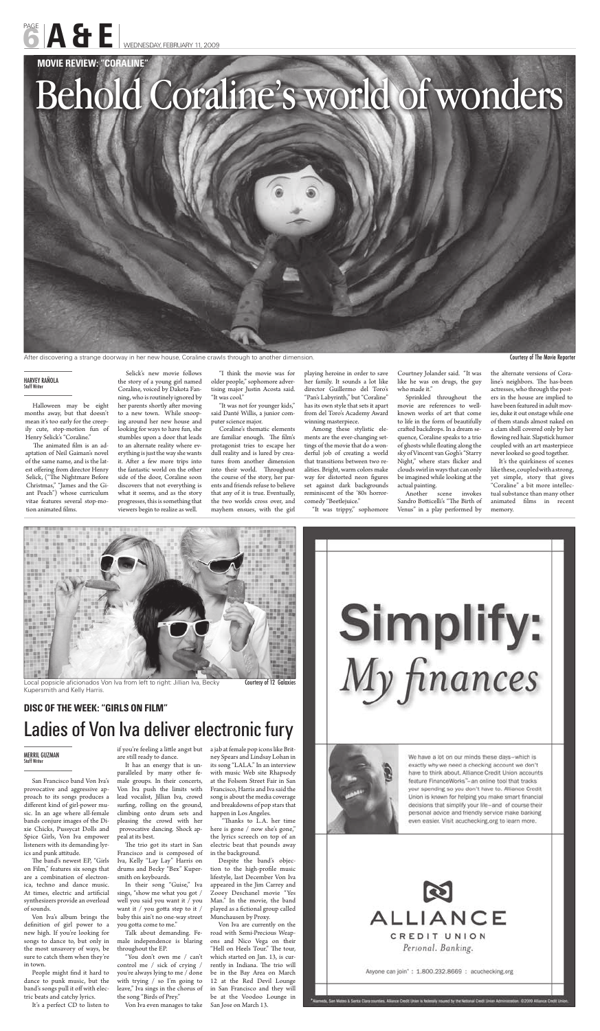## MOVIE REVIEW: "CORALINE"

# Behold Coraline's world of wonders

After discovering a strange doorway in her new house, Coraline crawls through to another dimension. Courtesy of The Movie Reporter

HARVEY RAÑOLA
Staff Writer

Halloween may be eight months away, but that doesn't mean it's too early for the creepily cute, stop-motion fun of Henry Selick's "Coraline."

The animated film is an adaptation of Neil Gaiman's novel of the same name, and is the latest offering from director Henry Selick, ("The Nightmare Before Christmas," "James and the Giant Peach") whose curriculum vitae features several stop-motion animated films.

Selick's new movie follows the story of a young girl named Coraline, voiced by Dakota Fanning, who is routinely ignored by her parents shortly after moving to a new town. While snooping around her new house and looking for ways to have fun, she stumbles upon a door that leads to an alternate reality where everything is just the way she wants it. After a few more trips into the fantastic world on the other side of the door, Coraline soon discovers that not everything is what it seems, and as the story progresses, this is something that viewers begin to realize as well.

"I think the movie was for older people," sophomore advertising major Justin Acosta said. "It was cool."

"It was not for younger kids," said Danté Willis, a junior computer science major.

Coraline's thematic elements are familiar enough. The film's protagonist tries to escape her dull reality and is lured by creatures from another dimension into their world. Throughout the course of the story, her parents and friends refuse to believe that any of it is true. Eventually, the two worlds cross over, and mayhem ensues, with the girl playing heroine in order to save her family. It sounds a lot like director Guillermo del Toro's "Pan's Labyrinth," but "Coraline" has its own style that sets it apart from del Toro's Academy Award winning masterpiece.

Among these stylistic elements are the ever-changing settings of the movie that do a wonderful job of creating a world that transitions between two realities. Bright, warm colors make way for distorted neon figures set against dark backgrounds reminiscent of the '80s horror-comedy "Beetlejuice."

"It was trippy," sophomore Courtney Jolander said. "It was like he was on drugs, the guy who made it."

Sprinkled throughout the movie are references to well-known works of art that come to life in the form of beautifully crafted backdrops. In a dream sequence, Coraline speaks to a trio of ghosts while floating along the sky of Vincent van Gogh's "Starry Night," where stars flicker and clouds swirl in ways that can only be imagined while looking at the actual painting.

Another scene invokes Sandro Botticelli's "The Birth of Venus" in a play performed by the alternate versions of Coraline's neighbors. The has-been actresses, who through the posters in the house are implied to have been featured in adult movies, duke it out onstage while one of them stands almost naked on a clam shell covered only by her flowing red hair. Slapstick humor coupled with an art masterpiece never looked so good together.

It's the quirkiness of scenes like these, coupled with a strong, yet simple, story that gives "Coraline" a bit more intellectual substance than many other animated films in recent memory.

Local popsicle aficionados Von Iva from left to right: Jillian Iva, Becky Kupersmith and Kelly Harris. Courtesy of 12 Galaxies

## DISC OF THE WEEK: "GIRLS ON FILM"

# Ladies of Von Iva deliver electronic fury

MERRIL GUZMAN
Staff Writer

San Francisco band Von Iva's provocative and aggressive approach to its songs produces a different kind of girl-power music. In an age where all-female bands conjure images of the Dixie Chicks, Pussycat Dolls and Spice Girls, Von Iva empower listeners with its demanding lyrics and punk attitude.

The band's newest EP, "Girls on Film," features six songs that are a combination of electronica, techno and dance music. At times, electric and artificial synthesizers provide an overload of sounds.

Von Iva's album brings the definition of girl power to a new high. If you're looking for songs to dance to, but only in the most unsavory of ways, be sure to catch them when they're in town.

People might find it hard to dance to punk music, but the band's songs pull it off with electric beats and catchy lyrics.

It's a perfect CD to listen to if you're feeling a little angst but are still ready to dance.

It has an energy that is unparalleled by many other female groups. In their concerts, Von Iva push the limits with lead vocalist, Jillian Iva, crowd surfing, rolling on the ground, climbing onto drum sets and pleasing the crowd with her provocative dancing. Shock appeal at its best.

The trio got its start in San Francisco and is composed of Iva, Kelly "Lay Lay" Harris on drums and Becky "Bex" Kupersmith on keyboards.

In their song "Guise," Iva sings, "show me what you got / well you said you want it / you want it / you gotta step to it / baby this ain't no one-way street you gotta come to me."

Talk about demanding. Female independence is blaring throughout the EP.

"You don't own me / can't control me / sick of crying / you're always lying to me / done with trying / so I'm going to leave," Iva sings in the chorus of the song "Birds of Prey."

Von Iva even manages to take a jab at female pop icons like Britney Spears and Lindsay Lohan in its song "L.A.L.A." In an interview with music Web site Rhapsody at the Folsom Street Fair in San Francisco, Harris and Iva said the song is about the media coverage and breakdowns of pop stars that happen in Los Angeles.

"Thanks to L.A. her time here is gone / now she's gone," the lyrics screech on top of an electric beat that pounds away in the background.

Despite the band's objection to the high-profile music lifestyle, last December Von Iva appeared in the Jim Carrey and Zooey Deschanel movie "Yes Man." In the movie, the band played as a fictional group called Munchausen by Proxy.

Von Iva are currently on the road with Semi-Precious Weapons and Nico Vega on their "Hell on Heels Tour." The tour, which started on Jan. 13, is currently in Indiana. The trio will be in the Bay Area on March 12 at the Red Devil Lounge in San Francisco and they will be at the Voodoo Lounge in San Jose on March 13.

**Simplify:** *My finances*

We have a lot on our minds these days–which is exactly why we need a checking account we don't have to think about. Alliance Credit Union accounts feature FinanceWorks™–an online tool that tracks your spending so you don't have to. Alliance Credit Union is known for helping you make smart financial decisions that simplify your life–and of course their personal advice and friendly service make banking even easier. Visit acuchecking.org to learn more.

ALLIANCE CREDIT UNION
*Personal. Banking.*

Anyone can join* : 1.800.232.8669 : acuchecking.org

*Alameda, San Mateo & Santa Clara counties. Alliance Credit Union is federally insured by the National Credit Union Administration. ©2009 Alliance Credit Union.